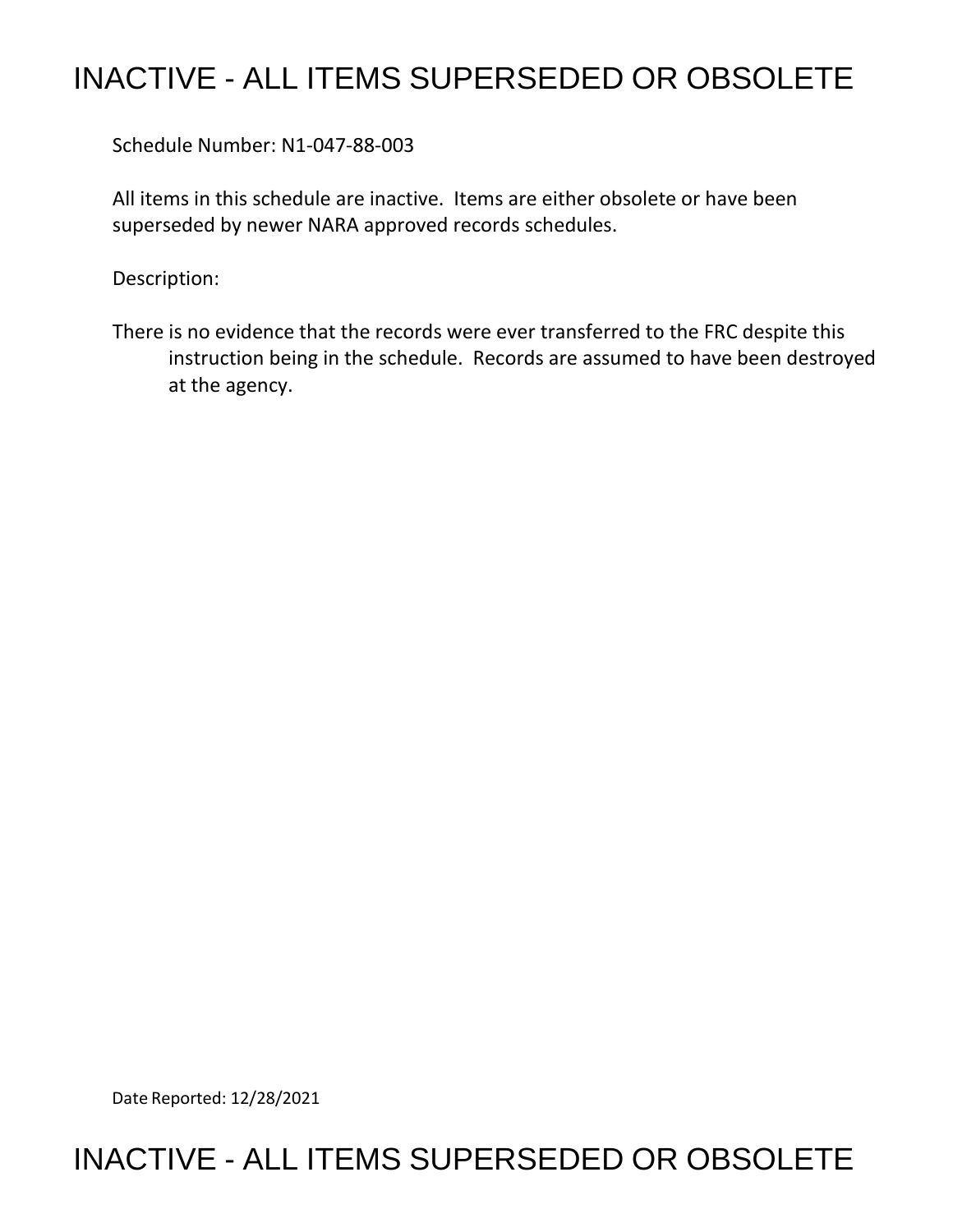# INACTIVE - ALL ITEMS SUPERSEDED OR OBSOLETE

Schedule Number: N1-047-88-003

All items in this schedule are inactive. Items are either obsolete or have been superseded by newer NARA approved records schedules.

Description:

There is no evidence that the records were ever transferred to the FRC despite this instruction being in the schedule. Records are assumed to have been destroyed at the agency.

Date Reported: 12/28/2021

# INACTIVE - ALL ITEMS SUPERSEDED OR OBSOLETE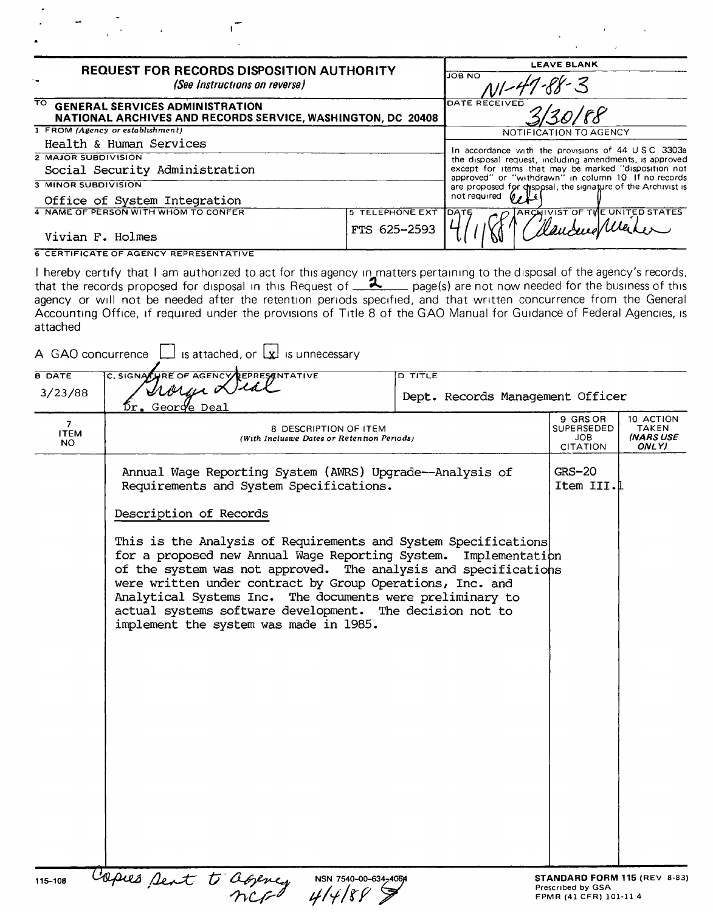# REQUEST FOR RECORDS DISPOSITION AUTHORITY

*(See Instructions on reverse)*

TO **GENERAL SERVICES ADMINISTRATION NATIONAL ARCHIVES AND RECORDS SERVICE, WASHINGTON, DC 20408**

**LEAVE BLANK**

JOB NO N1-47-88-3

DATE RECEIVED 3/30/88

NOTIFICATION TO AGENCY

In accordance with the provisions of 44 U S C 3303a the disposal request, including amendments, is approved except for items that may be marked "disposition not approved" or "withdrawn" in column 10 If no records are proposed for disposal, the signature of the Archivist is not required

DATE 4/1/88 — ARCHIVIST OF THE UNITED STATES [signature]

1 FROM *(Agency or establishment)*
Health & Human Services

2 MAJOR SUBDIVISION
Social Security Administration

3 MINOR SUBDIVISION
Office of System Integration

4 NAME OF PERSON WITH WHOM TO CONFER
Vivian F. Holmes

5 TELEPHONE EXT
FTS 625-2593

6 CERTIFICATE OF AGENCY REPRESENTATIVE

I hereby certify that I am authorized to act for this agency in matters pertaining to the disposal of the agency's records, that the records proposed for disposal in this Request of 2 page(s) are not now needed for the business of this agency or will not be needed after the retention periods specified, and that written concurrence from the General Accounting Office, if required under the provisions of Title 8 of the GAO Manual for Guidance of Federal Agencies, is attached

A GAO concurrence [ ] is attached, or [x] is unnecessary

| B DATE | C. SIGNATURE OF AGENCY REPRESENTATIVE | D TITLE |
|---|---|---|
| 3/23/88 | [signature] Dr. George Deal | Dept. Records Management Officer |

| 7 ITEM NO | 8 DESCRIPTION OF ITEM *(With Inclusive Dates or Retention Periods)* | 9 GRS OR SUPERSEDED JOB CITATION | 10 ACTION TAKEN *(NARS USE ONLY)* |
|---|---|---|---|
| | Annual Wage Reporting System (AWRS) Upgrade--Analysis of Requirements and System Specifications. | GRS-20 Item III.1 | |
| | Description of Records | | |
| | This is the Analysis of Requirements and System Specifications for a proposed new Annual Wage Reporting System. Implementation of the system was not approved. The analysis and specifications were written under contract by Group Operations, Inc. and Analytical Systems Inc. The documents were preliminary to actual systems software development. The decision not to implement the system was made in 1985. | | |

115-108 — Copies sent to agency NCF 4/4/88

NSN 7540-00-634-4064

**STANDARD FORM 115** (REV 8-83)
Prescribed by GSA
FPMR (41 CFR) 101-11 4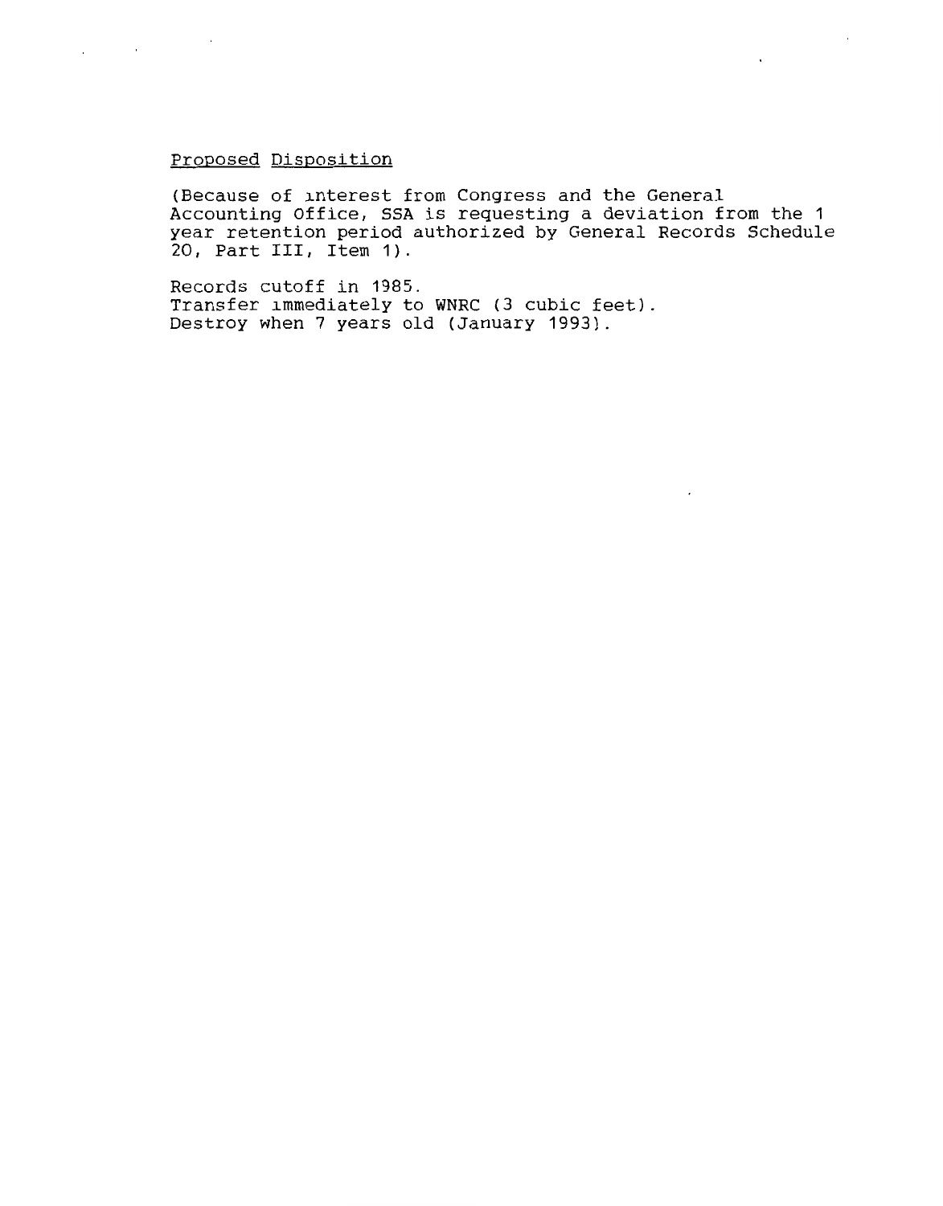Proposed Disposition

(Because of interest from Congress and the General Accounting Office, SSA is requesting a deviation from the 1 year retention period authorized by General Records Schedule 20, Part III, Item 1).

Records cutoff in 1985.
Transfer immediately to WNRC (3 cubic feet).
Destroy when 7 years old (January 1993).